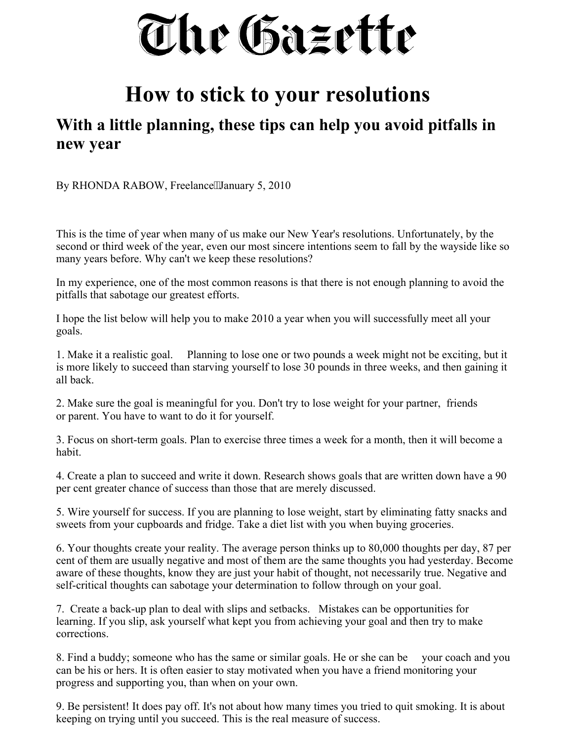# The Gazette

# How to stick to your resolutions

## With a little planning, these tips can help you avoid pitfalls in new year

By RHONDA RABOW, Freelance January 5, 2010

This is the time of year when many of us make our New Year's resolutions. Unfortunately, by the second or third week of the year, even our most sincere intentions seem to fall by the wayside like so many years before. Why can't we keep these resolutions?

In my experience, one of the most common reasons is that there is not enough planning to avoid the pitfalls that sabotage our greatest efforts.

I hope the list below will help you to make 2010 a year when you will successfully meet all your goals.

1. Make it a realistic goal. Planning to lose one or two pounds a week might not be exciting, but it is more likely to succeed than starving yourself to lose 30 pounds in three weeks, and then gaining it all back.

2. Make sure the goal is meaningful for you. Don't try to lose weight for your partner, friends or parent. You have to want to do it for yourself.

3. Focus on short-term goals. Plan to exercise three times a week for a month, then it will become a habit.

4. Create a plan to succeed and write it down. Research shows goals that are written down have a 90 per cent greater chance of success than those that are merely discussed.

5. Wire yourself for success. If you are planning to lose weight, start by eliminating fatty snacks and sweets from your cupboards and fridge. Take a diet list with you when buying groceries.

6. Your thoughts create your reality. The average person thinks up to 80,000 thoughts per day, 87 per cent of them are usually negative and most of them are the same thoughts you had yesterday. Become aware of these thoughts, know they are just your habit of thought, not necessarily true. Negative and self-critical thoughts can sabotage your determination to follow through on your goal.

7. Create a back-up plan to deal with slips and setbacks. Mistakes can be opportunities for learning. If you slip, ask yourself what kept you from achieving your goal and then try to make corrections.

8. Find a buddy; someone who has the same or similar goals. He or she can be your coach and you can be his or hers. It is often easier to stay motivated when you have a friend monitoring your progress and supporting you, than when on your own.

9. Be persistent! It does pay off. It's not about how many times you tried to quit smoking. It is about keeping on trying until you succeed. This is the real measure of success.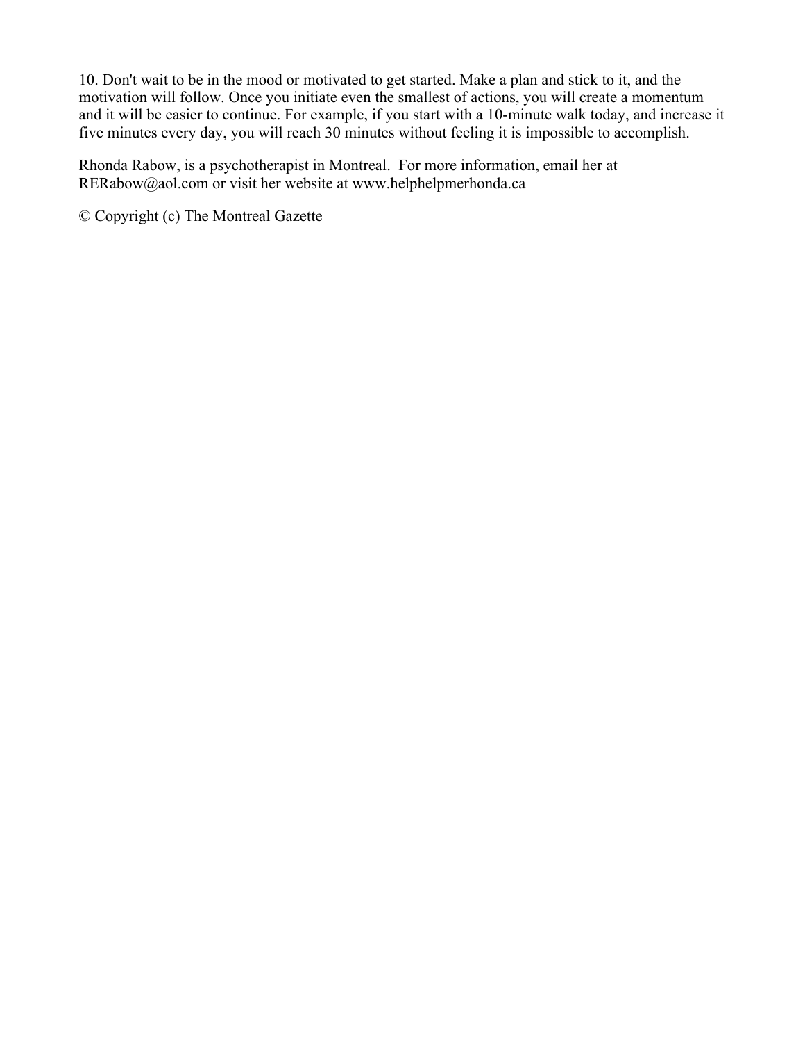10. Don't wait to be in the mood or motivated to get started. Make a plan and stick to it, and the motivation will follow. Once you initiate even the smallest of actions, you will create a momentum and it will be easier to continue. For example, if you start with a 10-minute walk today, and increase it five minutes every day, you will reach 30 minutes without feeling it is impossible to accomplish.

Rhonda Rabow, is a psychotherapist in Montreal.  For more information, email her at RERabow@aol.com or visit her website at www.helphelpmerhonda.ca

© Copyright (c) The Montreal Gazette